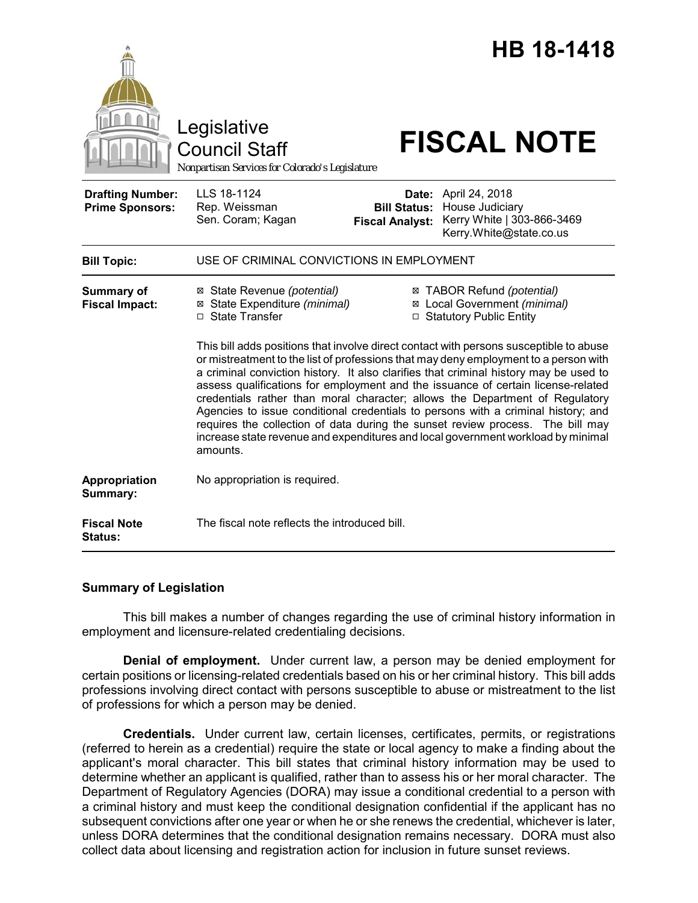# HB 18-1418

Legislative Council Staff

Nonpartisan Services for Colorado's Legislature

# FISCAL NOTE

| | | | |
|---|---|---|---|
| **Drafting Number:** | LLS 18-1124 | **Date:** | April 24, 2018 |
| **Prime Sponsors:** | Rep. Weissman<br>Sen. Coram; Kagan | **Bill Status:** | House Judiciary |
| | | **Fiscal Analyst:** | Kerry White \| 303-866-3469<br>Kerry.White@state.co.us |

| | |
|---|---|
| **Bill Topic:** | USE OF CRIMINAL CONVICTIONS IN EMPLOYMENT |
| **Summary of Fiscal Impact:** | ☒ State Revenue *(potential)*<br>☒ State Expenditure *(minimal)*<br>☐ State Transfer<br>☒ TABOR Refund *(potential)*<br>☒ Local Government *(minimal)*<br>☐ Statutory Public Entity<br><br>This bill adds positions that involve direct contact with persons susceptible to abuse or mistreatment to the list of professions that may deny employment to a person with a criminal conviction history. It also clarifies that criminal history may be used to assess qualifications for employment and the issuance of certain license-related credentials rather than moral character; allows the Department of Regulatory Agencies to issue conditional credentials to persons with a criminal history; and requires the collection of data during the sunset review process. The bill may increase state revenue and expenditures and local government workload by minimal amounts. |
| **Appropriation Summary:** | No appropriation is required. |
| **Fiscal Note Status:** | The fiscal note reflects the introduced bill. |

## Summary of Legislation

This bill makes a number of changes regarding the use of criminal history information in employment and licensure-related credentialing decisions.

**Denial of employment.** Under current law, a person may be denied employment for certain positions or licensing-related credentials based on his or her criminal history. This bill adds professions involving direct contact with persons susceptible to abuse or mistreatment to the list of professions for which a person may be denied.

**Credentials.** Under current law, certain licenses, certificates, permits, or registrations (referred to herein as a credential) require the state or local agency to make a finding about the applicant's moral character. This bill states that criminal history information may be used to determine whether an applicant is qualified, rather than to assess his or her moral character. The Department of Regulatory Agencies (DORA) may issue a conditional credential to a person with a criminal history and must keep the conditional designation confidential if the applicant has no subsequent convictions after one year or when he or she renews the credential, whichever is later, unless DORA determines that the conditional designation remains necessary. DORA must also collect data about licensing and registration action for inclusion in future sunset reviews.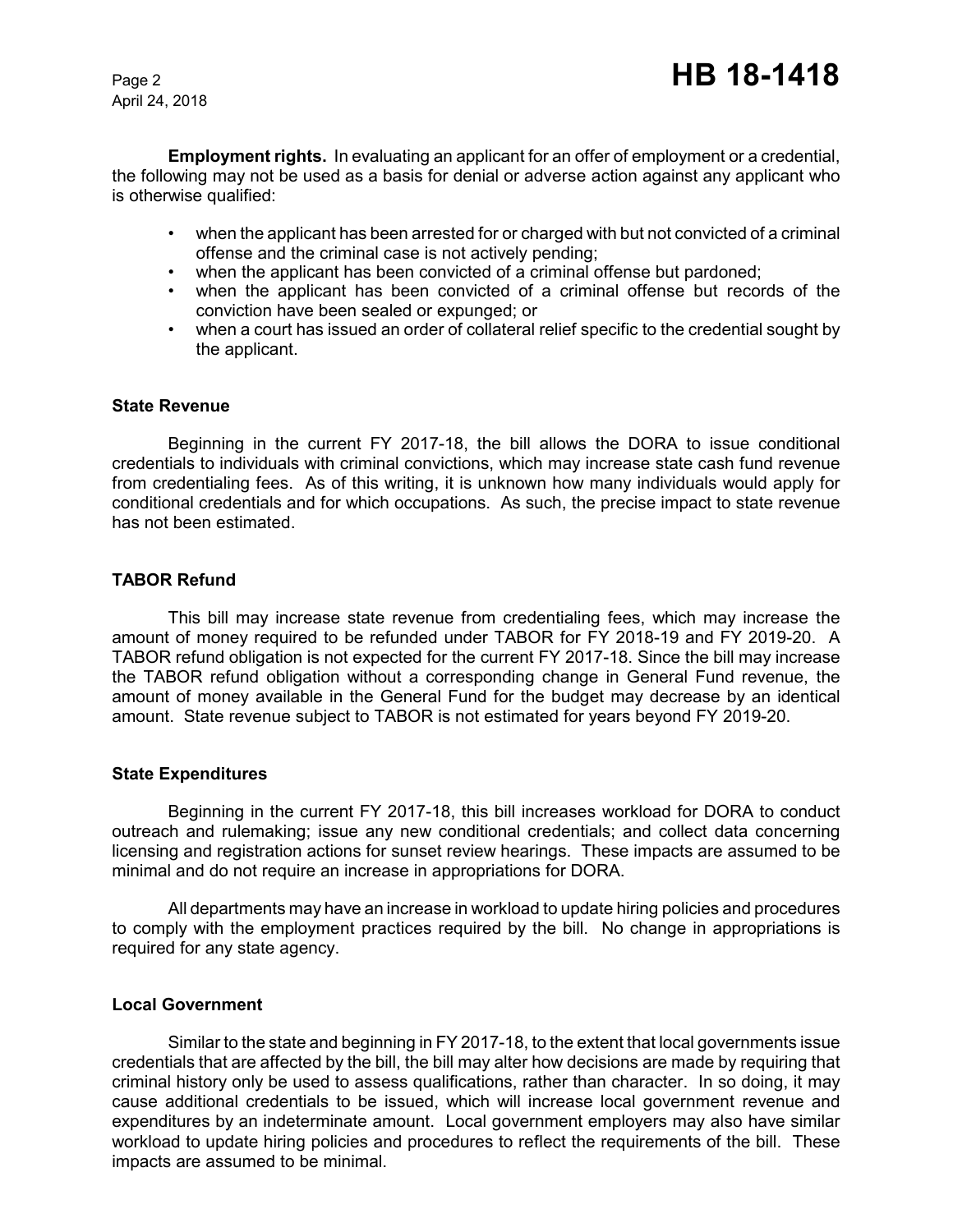**Employment rights.** In evaluating an applicant for an offer of employment or a credential, the following may not be used as a basis for denial or adverse action against any applicant who is otherwise qualified:

- when the applicant has been arrested for or charged with but not convicted of a criminal offense and the criminal case is not actively pending;
- when the applicant has been convicted of a criminal offense but pardoned;
- when the applicant has been convicted of a criminal offense but records of the conviction have been sealed or expunged; or
- when a court has issued an order of collateral relief specific to the credential sought by the applicant.

### State Revenue

Beginning in the current FY 2017-18, the bill allows the DORA to issue conditional credentials to individuals with criminal convictions, which may increase state cash fund revenue from credentialing fees. As of this writing, it is unknown how many individuals would apply for conditional credentials and for which occupations. As such, the precise impact to state revenue has not been estimated.

### TABOR Refund

This bill may increase state revenue from credentialing fees, which may increase the amount of money required to be refunded under TABOR for FY 2018-19 and FY 2019-20. A TABOR refund obligation is not expected for the current FY 2017-18. Since the bill may increase the TABOR refund obligation without a corresponding change in General Fund revenue, the amount of money available in the General Fund for the budget may decrease by an identical amount. State revenue subject to TABOR is not estimated for years beyond FY 2019-20.

### State Expenditures

Beginning in the current FY 2017-18, this bill increases workload for DORA to conduct outreach and rulemaking; issue any new conditional credentials; and collect data concerning licensing and registration actions for sunset review hearings. These impacts are assumed to be minimal and do not require an increase in appropriations for DORA.

All departments may have an increase in workload to update hiring policies and procedures to comply with the employment practices required by the bill. No change in appropriations is required for any state agency.

### Local Government

Similar to the state and beginning in FY 2017-18, to the extent that local governments issue credentials that are affected by the bill, the bill may alter how decisions are made by requiring that criminal history only be used to assess qualifications, rather than character. In so doing, it may cause additional credentials to be issued, which will increase local government revenue and expenditures by an indeterminate amount. Local government employers may also have similar workload to update hiring policies and procedures to reflect the requirements of the bill. These impacts are assumed to be minimal.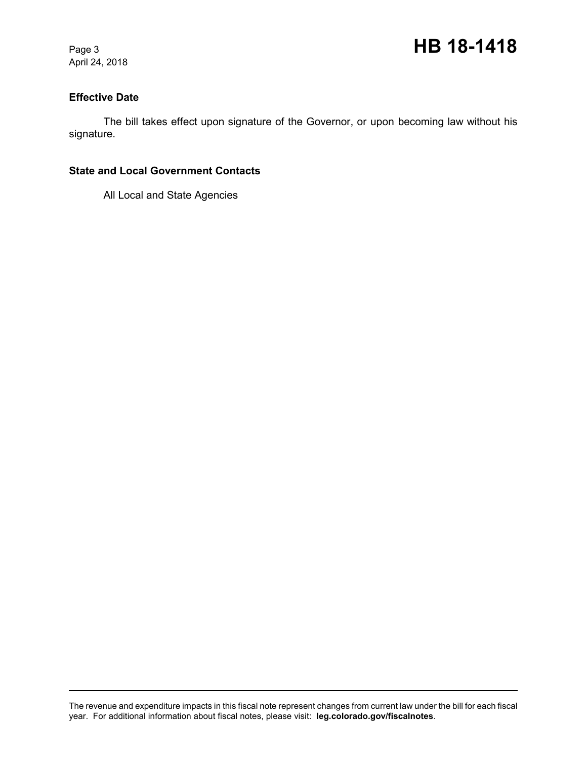## Effective Date

The bill takes effect upon signature of the Governor, or upon becoming law without his signature.

## State and Local Government Contacts

All Local and State Agencies

The revenue and expenditure impacts in this fiscal note represent changes from current law under the bill for each fiscal year. For additional information about fiscal notes, please visit: **leg.colorado.gov/fiscalnotes**.